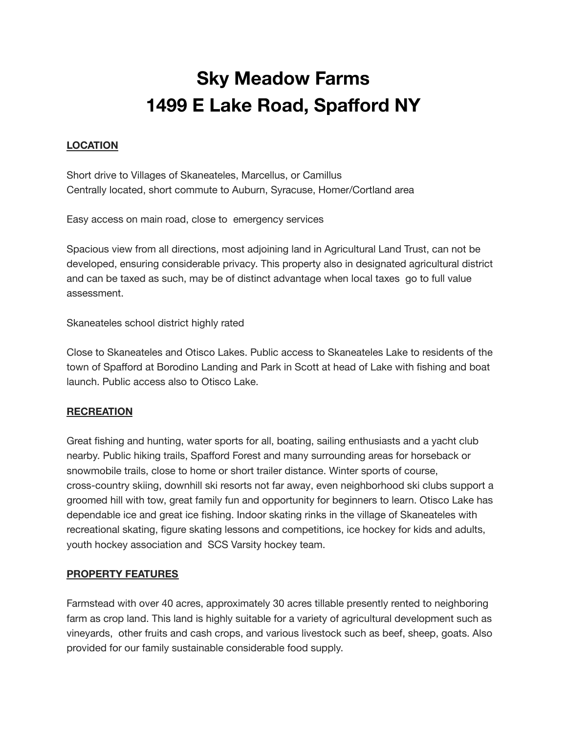# Sky Meadow Farms
# 1499 E Lake Road, Spafford NY

**LOCATION**

Short drive to Villages of Skaneateles, Marcellus, or Camillus
Centrally located, short commute to Auburn, Syracuse, Homer/Cortland area

Easy access on main road, close to emergency services

Spacious view from all directions, most adjoining land in Agricultural Land Trust, can not be developed, ensuring considerable privacy. This property also in designated agricultural district and can be taxed as such, may be of distinct advantage when local taxes go to full value assessment.

Skaneateles school district highly rated

Close to Skaneateles and Otisco Lakes. Public access to Skaneateles Lake to residents of the town of Spafford at Borodino Landing and Park in Scott at head of Lake with fishing and boat launch. Public access also to Otisco Lake.

**RECREATION**

Great fishing and hunting, water sports for all, boating, sailing enthusiasts and a yacht club nearby. Public hiking trails, Spafford Forest and many surrounding areas for horseback or snowmobile trails, close to home or short trailer distance. Winter sports of course, cross-country skiing, downhill ski resorts not far away, even neighborhood ski clubs support a groomed hill with tow, great family fun and opportunity for beginners to learn. Otisco Lake has dependable ice and great ice fishing. Indoor skating rinks in the village of Skaneateles with recreational skating, figure skating lessons and competitions, ice hockey for kids and adults, youth hockey association and SCS Varsity hockey team.

**PROPERTY FEATURES**

Farmstead with over 40 acres, approximately 30 acres tillable presently rented to neighboring farm as crop land. This land is highly suitable for a variety of agricultural development such as vineyards, other fruits and cash crops, and various livestock such as beef, sheep, goats. Also provided for our family sustainable considerable food supply.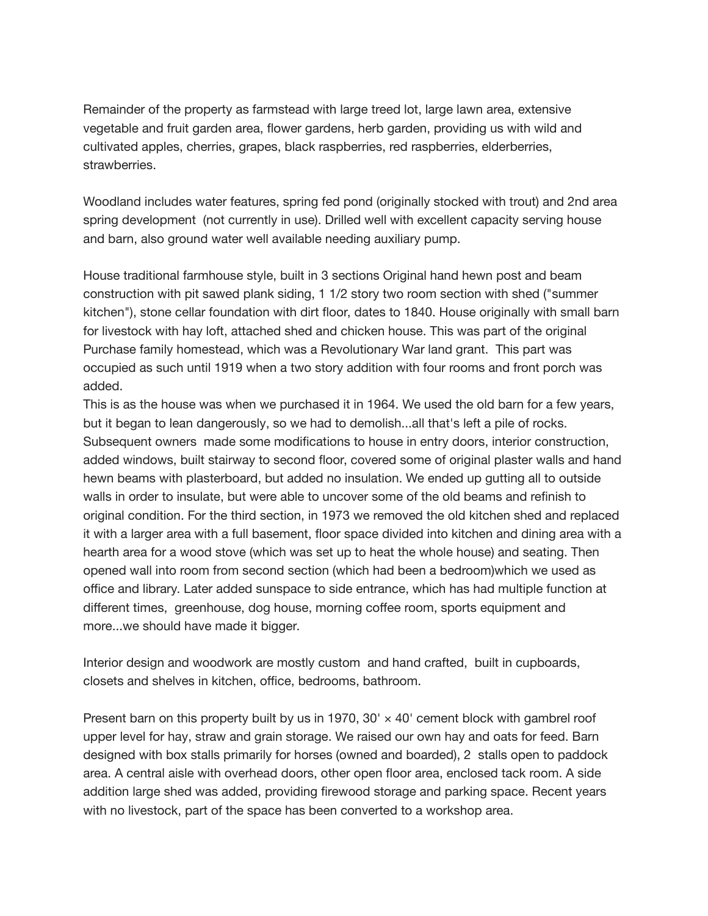Remainder of the property as farmstead with large treed lot, large lawn area, extensive vegetable and fruit garden area, flower gardens, herb garden, providing us with wild and cultivated apples, cherries, grapes, black raspberries, red raspberries, elderberries, strawberries.

Woodland includes water features, spring fed pond (originally stocked with trout) and 2nd area spring development (not currently in use). Drilled well with excellent capacity serving house and barn, also ground water well available needing auxiliary pump.

House traditional farmhouse style, built in 3 sections Original hand hewn post and beam construction with pit sawed plank siding, 1 1/2 story two room section with shed ("summer kitchen"), stone cellar foundation with dirt floor, dates to 1840. House originally with small barn for livestock with hay loft, attached shed and chicken house. This was part of the original Purchase family homestead, which was a Revolutionary War land grant. This part was occupied as such until 1919 when a two story addition with four rooms and front porch was added.
This is as the house was when we purchased it in 1964. We used the old barn for a few years, but it began to lean dangerously, so we had to demolish...all that's left a pile of rocks. Subsequent owners made some modifications to house in entry doors, interior construction, added windows, built stairway to second floor, covered some of original plaster walls and hand hewn beams with plasterboard, but added no insulation. We ended up gutting all to outside walls in order to insulate, but were able to uncover some of the old beams and refinish to original condition. For the third section, in 1973 we removed the old kitchen shed and replaced it with a larger area with a full basement, floor space divided into kitchen and dining area with a hearth area for a wood stove (which was set up to heat the whole house) and seating. Then opened wall into room from second section (which had been a bedroom)which we used as office and library. Later added sunspace to side entrance, which has had multiple function at different times, greenhouse, dog house, morning coffee room, sports equipment and more...we should have made it bigger.

Interior design and woodwork are mostly custom and hand crafted, built in cupboards, closets and shelves in kitchen, office, bedrooms, bathroom.

Present barn on this property built by us in 1970, 30' × 40' cement block with gambrel roof upper level for hay, straw and grain storage. We raised our own hay and oats for feed. Barn designed with box stalls primarily for horses (owned and boarded), 2 stalls open to paddock area. A central aisle with overhead doors, other open floor area, enclosed tack room. A side addition large shed was added, providing firewood storage and parking space. Recent years with no livestock, part of the space has been converted to a workshop area.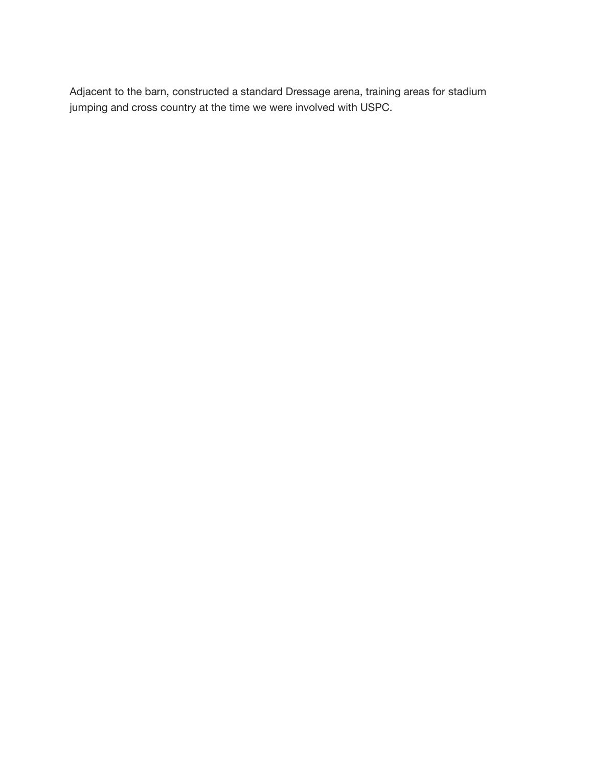Adjacent to the barn, constructed a standard Dressage arena, training areas for stadium jumping and cross country at the time we were involved with USPC.